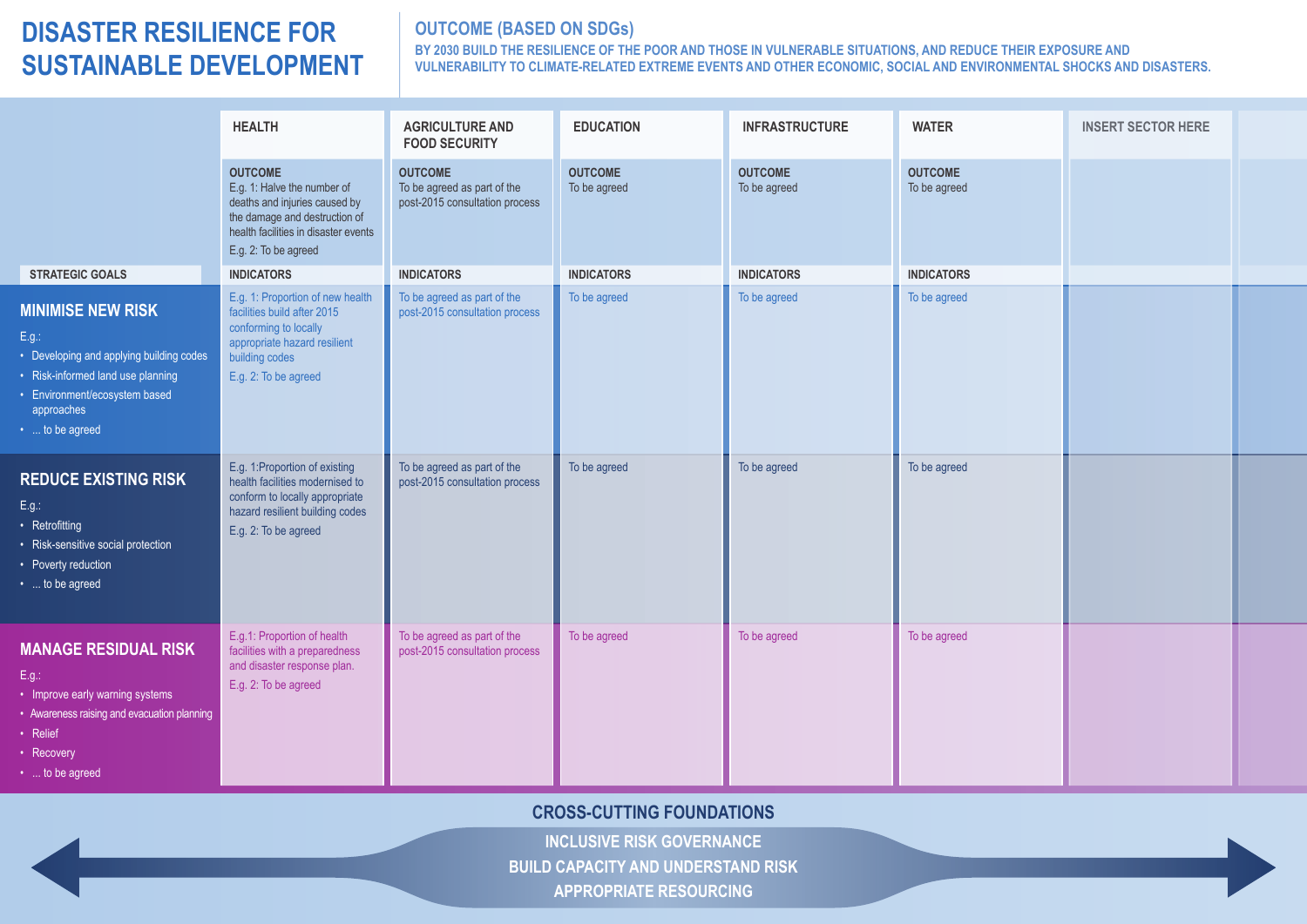# DISASTER RESILIENCE FOR SUSTAINABLE DEVELOPMENT

## OUTCOME (BASED ON SDGs)

BY 2030 BUILD THE RESILIENCE OF THE POOR AND THOSE IN VULNERABLE SITUATIONS, AND REDUCE THEIR EXPOSURE AND VULNERABILITY TO CLIMATE-RELATED EXTREME EVENTS AND OTHER ECONOMIC, SOCIAL AND ENVIRONMENTAL SHOCKS AND DISASTERS.

| | HEALTH | AGRICULTURE AND FOOD SECURITY | EDUCATION | INFRASTRUCTURE | WATER | INSERT SECTOR HERE |
|---|---|---|---|---|---|---|
| | **OUTCOME** E.g. 1: Halve the number of deaths and injuries caused by the damage and destruction of health facilities in disaster events<br>E.g. 2: To be agreed | **OUTCOME** To be agreed as part of the post-2015 consultation process | **OUTCOME** To be agreed | **OUTCOME** To be agreed | **OUTCOME** To be agreed | |
| **STRATEGIC GOALS** | **INDICATORS** | **INDICATORS** | **INDICATORS** | **INDICATORS** | **INDICATORS** | |
| **MINIMISE NEW RISK**<br>E.g.:<br>• Developing and applying building codes<br>• Risk-informed land use planning<br>• Environment/ecosystem based approaches<br>• ... to be agreed | E.g. 1: Proportion of new health facilities build after 2015 conforming to locally appropriate hazard resilient building codes<br>E.g. 2: To be agreed | To be agreed as part of the post-2015 consultation process | To be agreed | To be agreed | To be agreed | |
| **REDUCE EXISTING RISK**<br>E.g.:<br>• Retrofitting<br>• Risk-sensitive social protection<br>• Poverty reduction<br>• ... to be agreed | E.g. 1:Proportion of existing health facilities modernised to conform to locally appropriate hazard resilient building codes<br>E.g. 2: To be agreed | To be agreed as part of the post-2015 consultation process | To be agreed | To be agreed | To be agreed | |
| **MANAGE RESIDUAL RISK**<br>E.g.:<br>• Improve early warning systems<br>• Awareness raising and evacuation planning<br>• Relief<br>• Recovery<br>• ... to be agreed | E.g.1: Proportion of health facilities with a preparedness and disaster response plan.<br>E.g. 2: To be agreed | To be agreed as part of the post-2015 consultation process | To be agreed | To be agreed | To be agreed | |

## CROSS-CUTTING FOUNDATIONS

INCLUSIVE RISK GOVERNANCE

BUILD CAPACITY AND UNDERSTAND RISK

APPROPRIATE RESOURCING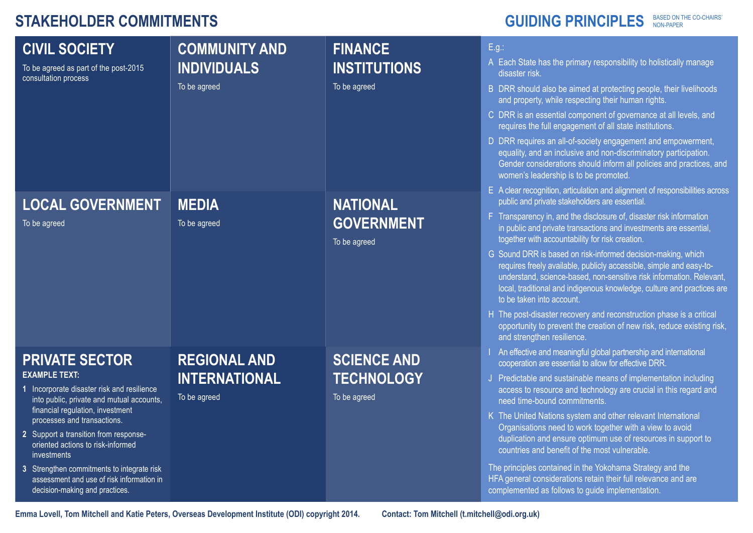# STAKEHOLDER COMMITMENTS

## CIVIL SOCIETY

To be agreed as part of the post-2015 consultation process

## COMMUNITY AND INDIVIDUALS

To be agreed

## FINANCE INSTITUTIONS

To be agreed

## LOCAL GOVERNMENT

To be agreed

## MEDIA

To be agreed

## NATIONAL GOVERNMENT

To be agreed

## PRIVATE SECTOR

**EXAMPLE TEXT:**

1. Incorporate disaster risk and resilience into public, private and mutual accounts, financial regulation, investment processes and transactions.
2. Support a transition from response-oriented actions to risk-informed investments
3. Strengthen commitments to integrate risk assessment and use of risk information in decision-making and practices.

## REGIONAL AND INTERNATIONAL

To be agreed

## SCIENCE AND TECHNOLOGY

To be agreed

# GUIDING PRINCIPLES

BASED ON THE CO-CHAIRS' NON-PAPER

E.g.:

- A Each State has the primary responsibility to holistically manage disaster risk.
- B DRR should also be aimed at protecting people, their livelihoods and property, while respecting their human rights.
- C DRR is an essential component of governance at all levels, and requires the full engagement of all state institutions.
- D DRR requires an all-of-society engagement and empowerment, equality, and an inclusive and non-discriminatory participation. Gender considerations should inform all policies and practices, and women's leadership is to be promoted.
- E A clear recognition, articulation and alignment of responsibilities across public and private stakeholders are essential.
- F Transparency in, and the disclosure of, disaster risk information in public and private transactions and investments are essential, together with accountability for risk creation.
- G Sound DRR is based on risk-informed decision-making, which requires freely available, publicly accessible, simple and easy-to-understand, science-based, non-sensitive risk information. Relevant, local, traditional and indigenous knowledge, culture and practices are to be taken into account.
- H The post-disaster recovery and reconstruction phase is a critical opportunity to prevent the creation of new risk, reduce existing risk, and strengthen resilience.
- I An effective and meaningful global partnership and international cooperation are essential to allow for effective DRR.
- J Predictable and sustainable means of implementation including access to resource and technology are crucial in this regard and need time-bound commitments.
- K The United Nations system and other relevant International Organisations need to work together with a view to avoid duplication and ensure optimum use of resources in support to countries and benefit of the most vulnerable.

The principles contained in the Yokohama Strategy and the HFA general considerations retain their full relevance and are complemented as follows to guide implementation.

**Emma Lovell, Tom Mitchell and Katie Peters, Overseas Development Institute (ODI) copyright 2014. Contact: Tom Mitchell (t.mitchell@odi.org.uk)**